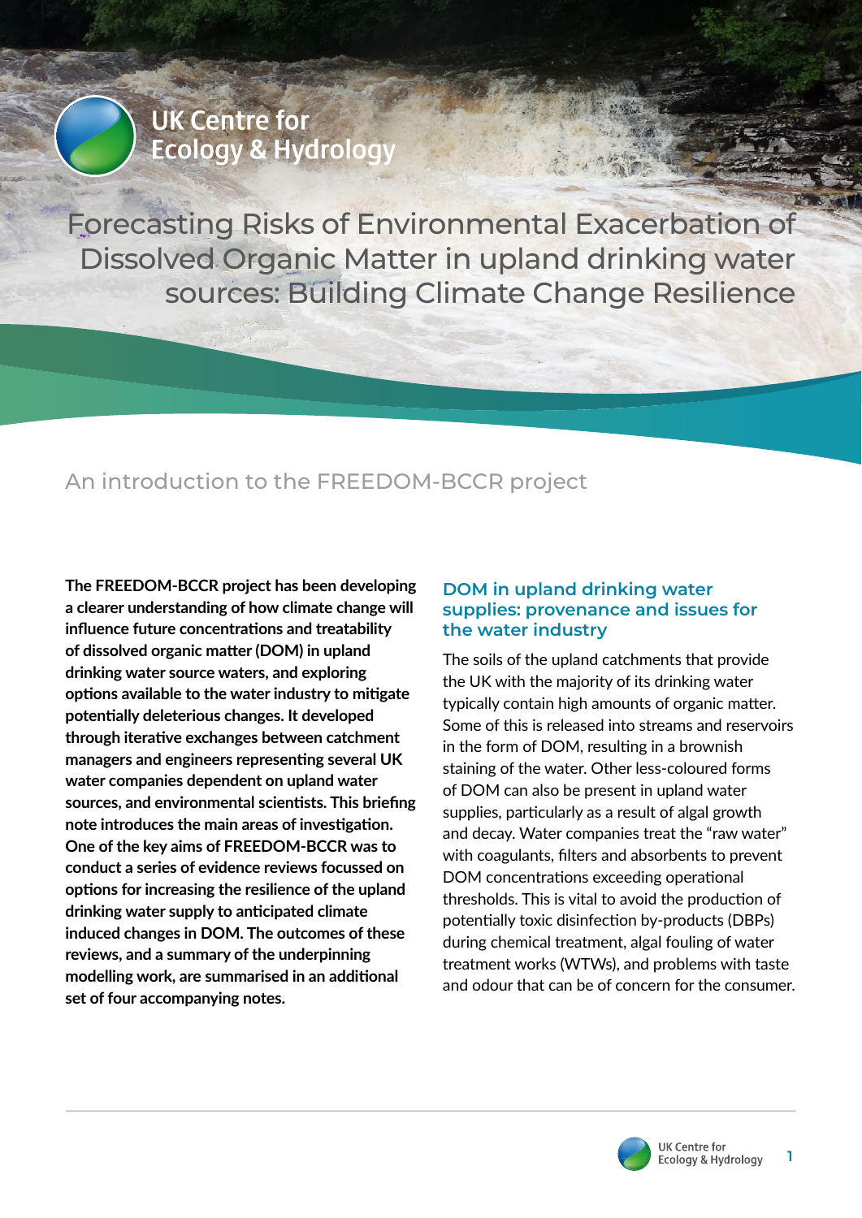UK Centre for Ecology & Hydrology

# Forecasting Risks of Environmental Exacerbation of Dissolved Organic Matter in upland drinking water sources: Building Climate Change Resilience

## An introduction to the FREEDOM-BCCR project

**The FREEDOM-BCCR project has been developing a clearer understanding of how climate change will influence future concentrations and treatability of dissolved organic matter (DOM) in upland drinking water source waters, and exploring options available to the water industry to mitigate potentially deleterious changes. It developed through iterative exchanges between catchment managers and engineers representing several UK water companies dependent on upland water sources, and environmental scientists. This briefing note introduces the main areas of investigation. One of the key aims of FREEDOM-BCCR was to conduct a series of evidence reviews focussed on options for increasing the resilience of the upland drinking water supply to anticipated climate induced changes in DOM. The outcomes of these reviews, and a summary of the underpinning modelling work, are summarised in an additional set of four accompanying notes.**

### DOM in upland drinking water supplies: provenance and issues for the water industry

The soils of the upland catchments that provide the UK with the majority of its drinking water typically contain high amounts of organic matter. Some of this is released into streams and reservoirs in the form of DOM, resulting in a brownish staining of the water. Other less-coloured forms of DOM can also be present in upland water supplies, particularly as a result of algal growth and decay. Water companies treat the "raw water" with coagulants, filters and absorbents to prevent DOM concentrations exceeding operational thresholds. This is vital to avoid the production of potentially toxic disinfection by-products (DBPs) during chemical treatment, algal fouling of water treatment works (WTWs), and problems with taste and odour that can be of concern for the consumer.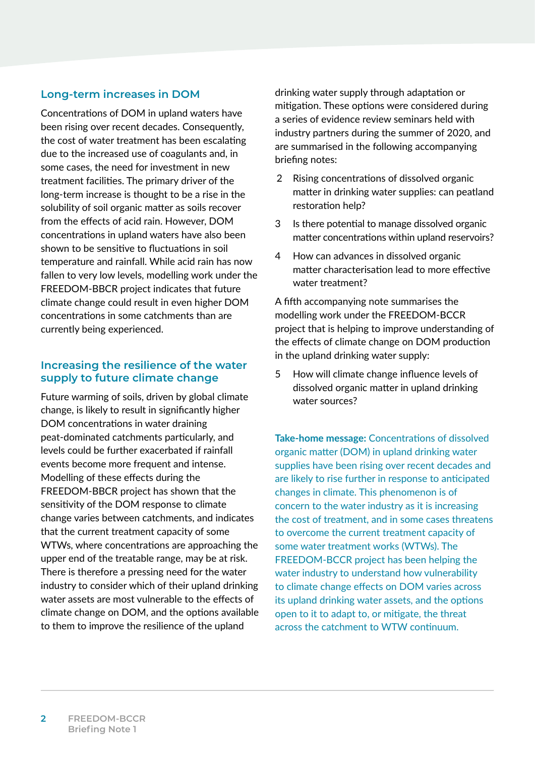## Long-term increases in DOM

Concentrations of DOM in upland waters have been rising over recent decades. Consequently, the cost of water treatment has been escalating due to the increased use of coagulants and, in some cases, the need for investment in new treatment facilities. The primary driver of the long-term increase is thought to be a rise in the solubility of soil organic matter as soils recover from the effects of acid rain. However, DOM concentrations in upland waters have also been shown to be sensitive to fluctuations in soil temperature and rainfall. While acid rain has now fallen to very low levels, modelling work under the FREEDOM-BBCR project indicates that future climate change could result in even higher DOM concentrations in some catchments than are currently being experienced.

## Increasing the resilience of the water supply to future climate change

Future warming of soils, driven by global climate change, is likely to result in significantly higher DOM concentrations in water draining peat-dominated catchments particularly, and levels could be further exacerbated if rainfall events become more frequent and intense. Modelling of these effects during the FREEDOM-BBCR project has shown that the sensitivity of the DOM response to climate change varies between catchments, and indicates that the current treatment capacity of some WTWs, where concentrations are approaching the upper end of the treatable range, may be at risk. There is therefore a pressing need for the water industry to consider which of their upland drinking water assets are most vulnerable to the effects of climate change on DOM, and the options available to them to improve the resilience of the upland drinking water supply through adaptation or mitigation. These options were considered during a series of evidence review seminars held with industry partners during the summer of 2020, and are summarised in the following accompanying briefing notes:

2. Rising concentrations of dissolved organic matter in drinking water supplies: can peatland restoration help?
3. Is there potential to manage dissolved organic matter concentrations within upland reservoirs?
4. How can advances in dissolved organic matter characterisation lead to more effective water treatment?

A fifth accompanying note summarises the modelling work under the FREEDOM-BCCR project that is helping to improve understanding of the effects of climate change on DOM production in the upland drinking water supply:

5. How will climate change influence levels of dissolved organic matter in upland drinking water sources?

**Take-home message:** Concentrations of dissolved organic matter (DOM) in upland drinking water supplies have been rising over recent decades and are likely to rise further in response to anticipated changes in climate. This phenomenon is of concern to the water industry as it is increasing the cost of treatment, and in some cases threatens to overcome the current treatment capacity of some water treatment works (WTWs). The FREEDOM-BCCR project has been helping the water industry to understand how vulnerability to climate change effects on DOM varies across its upland drinking water assets, and the options open to it to adapt to, or mitigate, the threat across the catchment to WTW continuum.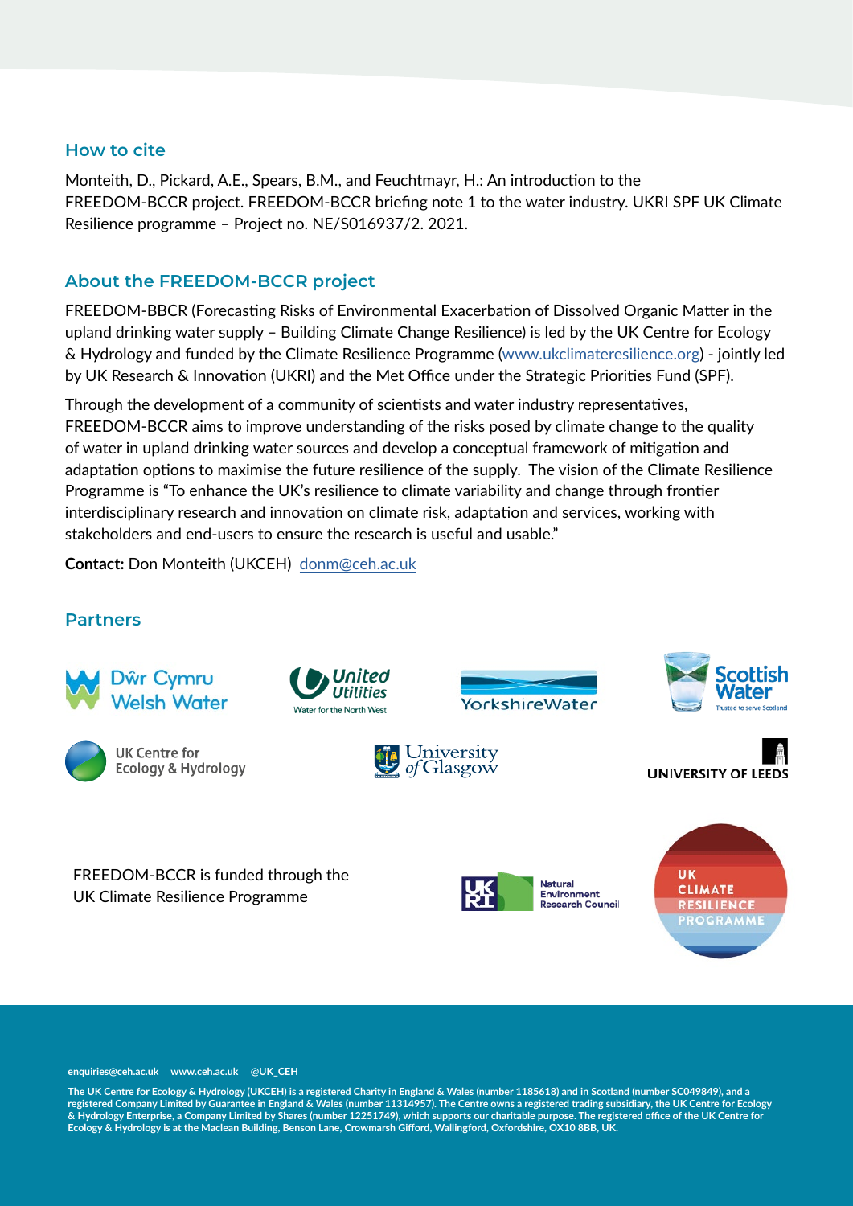## How to cite

Monteith, D., Pickard, A.E., Spears, B.M., and Feuchtmayr, H.: An introduction to the FREEDOM-BCCR project. FREEDOM-BCCR briefing note 1 to the water industry. UKRI SPF UK Climate Resilience programme – Project no. NE/S016937/2. 2021.

## About the FREEDOM-BCCR project

FREEDOM-BBCR (Forecasting Risks of Environmental Exacerbation of Dissolved Organic Matter in the upland drinking water supply – Building Climate Change Resilience) is led by the UK Centre for Ecology & Hydrology and funded by the Climate Resilience Programme (www.ukclimateresilience.org) - jointly led by UK Research & Innovation (UKRI) and the Met Office under the Strategic Priorities Fund (SPF).

Through the development of a community of scientists and water industry representatives, FREEDOM-BCCR aims to improve understanding of the risks posed by climate change to the quality of water in upland drinking water sources and develop a conceptual framework of mitigation and adaptation options to maximise the future resilience of the supply. The vision of the Climate Resilience Programme is "To enhance the UK's resilience to climate variability and change through frontier interdisciplinary research and innovation on climate risk, adaptation and services, working with stakeholders and end-users to ensure the research is useful and usable."

**Contact:** Don Monteith (UKCEH) donm@ceh.ac.uk

## Partners

Dŵr Cymru Welsh Water

United Utilities – Water for the North West

YorkshireWater

Scottish Water – Trusted to serve Scotland

UK Centre for Ecology & Hydrology

University of Glasgow

UNIVERSITY OF LEEDS

FREEDOM-BCCR is funded through the UK Climate Resilience Programme

UKRI Natural Environment Research Council

UK CLIMATE RESILIENCE PROGRAMME

enquiries@ceh.ac.uk www.ceh.ac.uk @UK_CEH

The UK Centre for Ecology & Hydrology (UKCEH) is a registered Charity in England & Wales (number 1185618) and in Scotland (number SC049849), and a registered Company Limited by Guarantee in England & Wales (number 11314957). The Centre owns a registered trading subsidiary, the UK Centre for Ecology & Hydrology Enterprise, a Company Limited by Shares (number 12251749), which supports our charitable purpose. The registered office of the UK Centre for Ecology & Hydrology is at the Maclean Building, Benson Lane, Crowmarsh Gifford, Wallingford, Oxfordshire, OX10 8BB, UK.